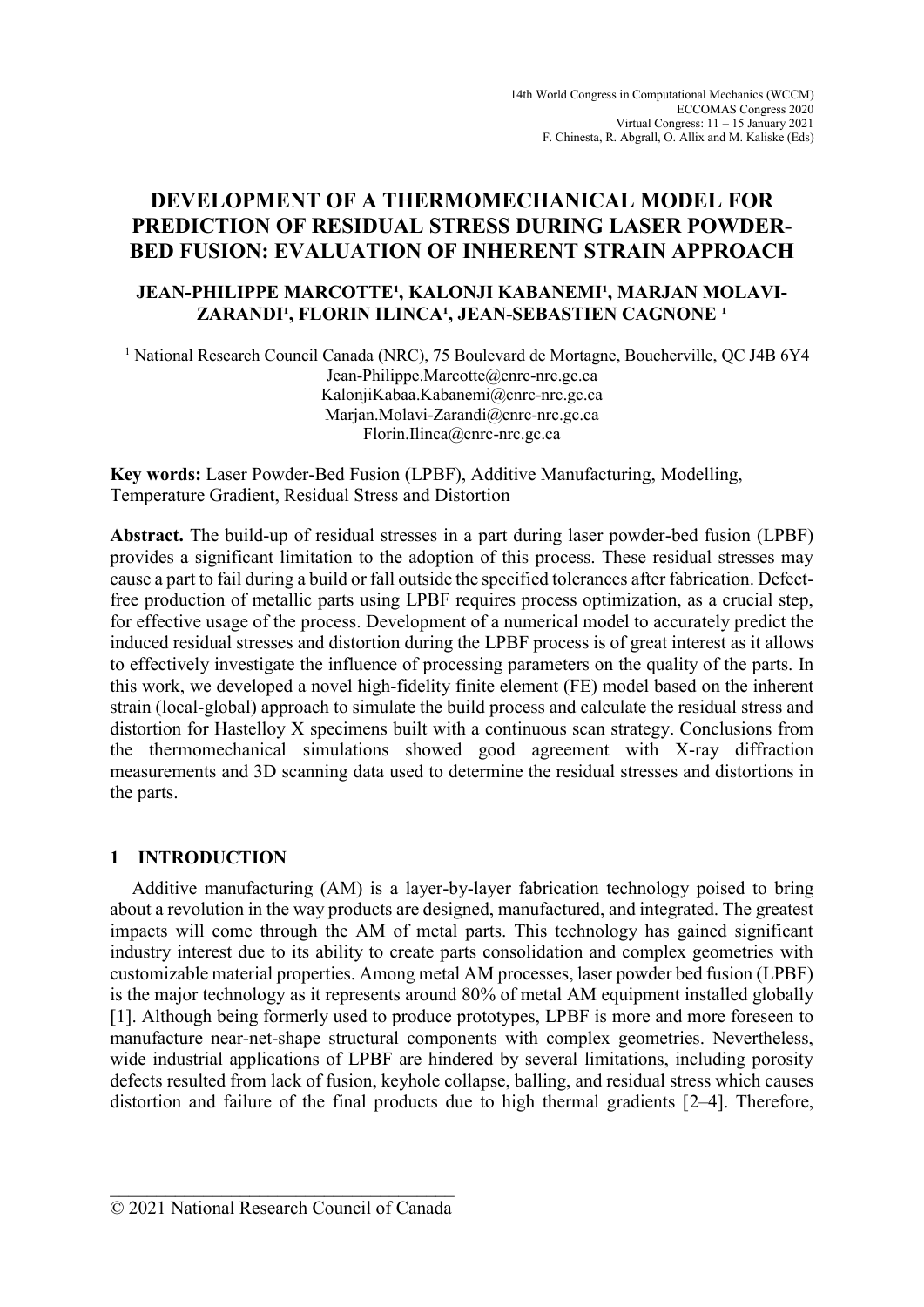14th World Congress in Computational Mechanics (WCCM)
ECCOMAS Congress 2020
Virtual Congress: 11 – 15 January 2021
F. Chinesta, R. Abgrall, O. Allix and M. Kaliske (Eds)

# DEVELOPMENT OF A THERMOMECHANICAL MODEL FOR PREDICTION OF RESIDUAL STRESS DURING LASER POWDER-BED FUSION: EVALUATION OF INHERENT STRAIN APPROACH

**JEAN-PHILIPPE MARCOTTE[1], KALONJI KABANEMI[1], MARJAN MOLAVI-ZARANDI[1], FLORIN ILINCA[1], JEAN-SEBASTIEN CAGNONE [1]**

[1] National Research Council Canada (NRC), 75 Boulevard de Mortagne, Boucherville, QC J4B 6Y4
Jean-Philippe.Marcotte@cnrc-nrc.gc.ca
KalonjiKabaa.Kabanemi@cnrc-nrc.gc.ca
Marjan.Molavi-Zarandi@cnrc-nrc.gc.ca
Florin.Ilinca@cnrc-nrc.gc.ca

**Key words:** Laser Powder-Bed Fusion (LPBF), Additive Manufacturing, Modelling, Temperature Gradient, Residual Stress and Distortion

**Abstract.** The build-up of residual stresses in a part during laser powder-bed fusion (LPBF) provides a significant limitation to the adoption of this process. These residual stresses may cause a part to fail during a build or fall outside the specified tolerances after fabrication. Defect-free production of metallic parts using LPBF requires process optimization, as a crucial step, for effective usage of the process. Development of a numerical model to accurately predict the induced residual stresses and distortion during the LPBF process is of great interest as it allows to effectively investigate the influence of processing parameters on the quality of the parts. In this work, we developed a novel high-fidelity finite element (FE) model based on the inherent strain (local-global) approach to simulate the build process and calculate the residual stress and distortion for Hastelloy X specimens built with a continuous scan strategy. Conclusions from the thermomechanical simulations showed good agreement with X-ray diffraction measurements and 3D scanning data used to determine the residual stresses and distortions in the parts.

## 1 INTRODUCTION

Additive manufacturing (AM) is a layer-by-layer fabrication technology poised to bring about a revolution in the way products are designed, manufactured, and integrated. The greatest impacts will come through the AM of metal parts. This technology has gained significant industry interest due to its ability to create parts consolidation and complex geometries with customizable material properties. Among metal AM processes, laser powder bed fusion (LPBF) is the major technology as it represents around 80% of metal AM equipment installed globally [1]. Although being formerly used to produce prototypes, LPBF is more and more foreseen to manufacture near-net-shape structural components with complex geometries. Nevertheless, wide industrial applications of LPBF are hindered by several limitations, including porosity defects resulted from lack of fusion, keyhole collapse, balling, and residual stress which causes distortion and failure of the final products due to high thermal gradients [2–4]. Therefore,

© 2021 National Research Council of Canada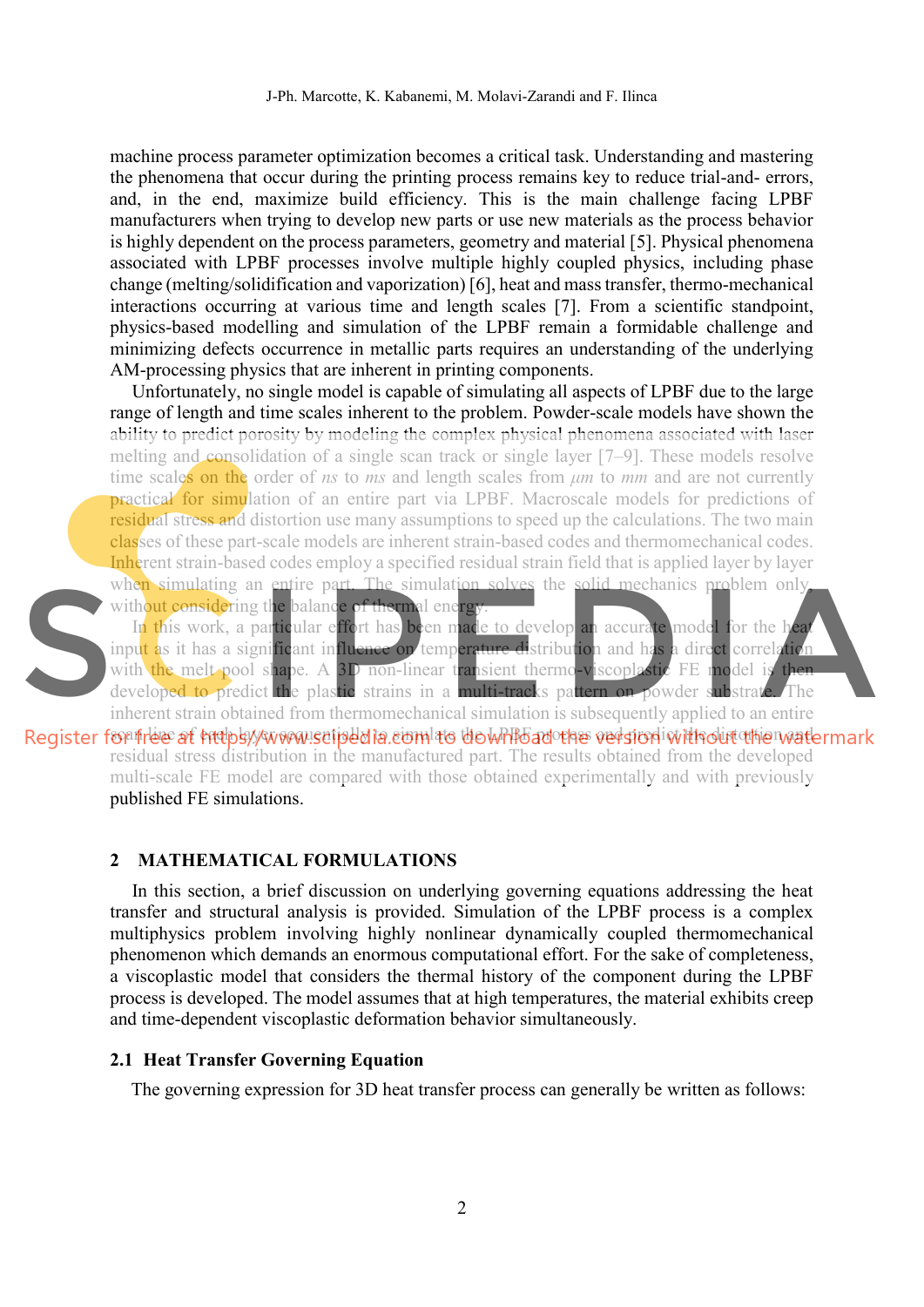machine process parameter optimization becomes a critical task. Understanding and mastering the phenomena that occur during the printing process remains key to reduce trial-and- errors, and, in the end, maximize build efficiency. This is the main challenge facing LPBF manufacturers when trying to develop new parts or use new materials as the process behavior is highly dependent on the process parameters, geometry and material [5]. Physical phenomena associated with LPBF processes involve multiple highly coupled physics, including phase change (melting/solidification and vaporization) [6], heat and mass transfer, thermo-mechanical interactions occurring at various time and length scales [7]. From a scientific standpoint, physics-based modelling and simulation of the LPBF remain a formidable challenge and minimizing defects occurrence in metallic parts requires an understanding of the underlying AM-processing physics that are inherent in printing components.

Unfortunately, no single model is capable of simulating all aspects of LPBF due to the large range of length and time scales inherent to the problem. Powder-scale models have shown the ability to predict porosity by modeling the complex physical phenomena associated with laser melting and consolidation of a single scan track or single layer [7–9]. These models resolve time scales on the order of *ns* to *ms* and length scales from *μm* to *mm* and are not currently practical for simulation of an entire part via LPBF. Macroscale models for predictions of residual stress and distortion use many assumptions to speed up the calculations. The two main classes of these part-scale models are inherent strain-based codes and thermomechanical codes. Inherent strain-based codes employ a specified residual strain field that is applied layer by layer when simulating an entire part. The simulation solves the solid mechanics problem only, without considering the balance of thermal energy.

In this work, a particular effort has been made to develop an accurate model for the heat input as it has a significant influence on temperature distribution and has a direct correlation with the melt pool shape. A 3D non-linear transient thermo-viscoplastic FE model is then developed to predict the plastic strains in a multi-tracks pattern on powder substrate. The inherent strain obtained from thermomechanical simulation is subsequently applied to an entire scan line of each layer sequentially to simulate the LPBF process and predict the distortion and residual stress distribution in the manufactured part. The results obtained from the developed multi-scale FE model are compared with those obtained experimentally and with previously published FE simulations.

## 2 MATHEMATICAL FORMULATIONS

In this section, a brief discussion on underlying governing equations addressing the heat transfer and structural analysis is provided. Simulation of the LPBF process is a complex multiphysics problem involving highly nonlinear dynamically coupled thermomechanical phenomenon which demands an enormous computational effort. For the sake of completeness, a viscoplastic model that considers the thermal history of the component during the LPBF process is developed. The model assumes that at high temperatures, the material exhibits creep and time-dependent viscoplastic deformation behavior simultaneously.

### 2.1 Heat Transfer Governing Equation

The governing expression for 3D heat transfer process can generally be written as follows: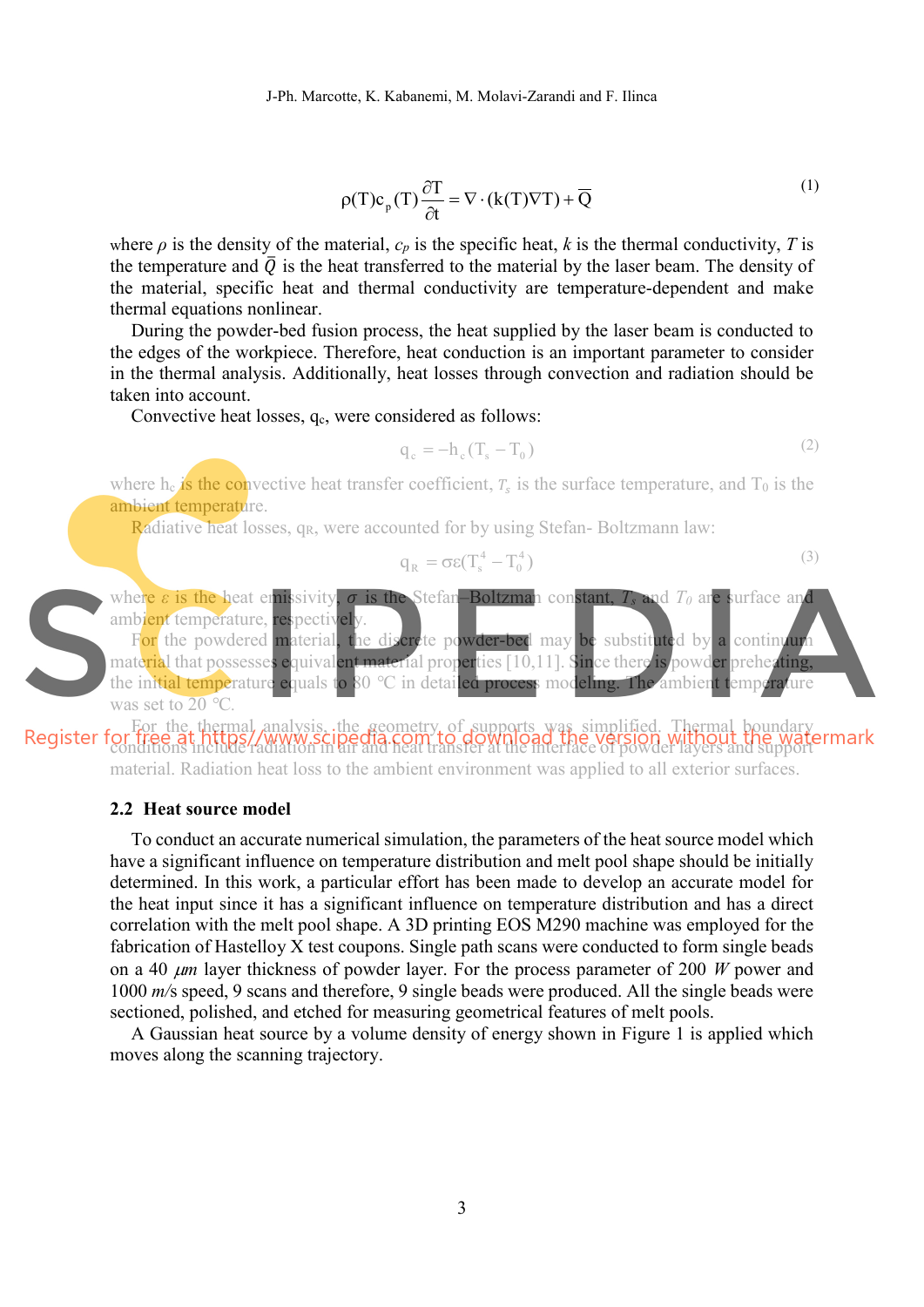$$\rho(T)c_p(T)\frac{\partial T}{\partial t} = \nabla \cdot (k(T)\nabla T) + \overline{Q} \tag{1}$$

where $\rho$ is the density of the material, $c_p$ is the specific heat, $k$ is the thermal conductivity, $T$ is the temperature and $\overline{Q}$ is the heat transferred to the material by the laser beam. The density of the material, specific heat and thermal conductivity are temperature-dependent and make thermal equations nonlinear.

During the powder-bed fusion process, the heat supplied by the laser beam is conducted to the edges of the workpiece. Therefore, heat conduction is an important parameter to consider in the thermal analysis. Additionally, heat losses through convection and radiation should be taken into account.

Convective heat losses, $q_c$, were considered as follows:

$$q_c = -h_c(T_s - T_0) \tag{2}$$

where $h_c$ is the convective heat transfer coefficient, $T_s$ is the surface temperature, and $T_0$ is the ambient temperature.

Radiative heat losses, $q_R$, were accounted for by using Stefan- Boltzmann law:

$$q_R = \sigma\varepsilon(T_s^4 - T_0^4) \tag{3}$$

where $\varepsilon$ is the heat emissivity, $\sigma$ is the Stefan–Boltzman constant, $T_s$ and $T_0$ are surface and ambient temperature, respectively.

For the powdered material, the discrete powder-bed may be substituted by a continuum material that possesses equivalent material properties [10,11]. Since there is powder preheating, the initial temperature equals to 80 °C in detailed process modeling. The ambient temperature was set to 20 °C.

For the thermal analysis, the geometry of supports was simplified. Thermal boundary conditions include radiation in air and heat transfer at the interface of powder layers and support material. Radiation heat loss to the ambient environment was applied to all exterior surfaces.

## 2.2 Heat source model

To conduct an accurate numerical simulation, the parameters of the heat source model which have a significant influence on temperature distribution and melt pool shape should be initially determined. In this work, a particular effort has been made to develop an accurate model for the heat input since it has a significant influence on temperature distribution and has a direct correlation with the melt pool shape. A 3D printing EOS M290 machine was employed for the fabrication of Hastelloy X test coupons. Single path scans were conducted to form single beads on a 40 $\mu m$ layer thickness of powder layer. For the process parameter of 200 $W$ power and 1000 $m/s$ speed, 9 scans and therefore, 9 single beads were produced. All the single beads were sectioned, polished, and etched for measuring geometrical features of melt pools.

A Gaussian heat source by a volume density of energy shown in Figure 1 is applied which moves along the scanning trajectory.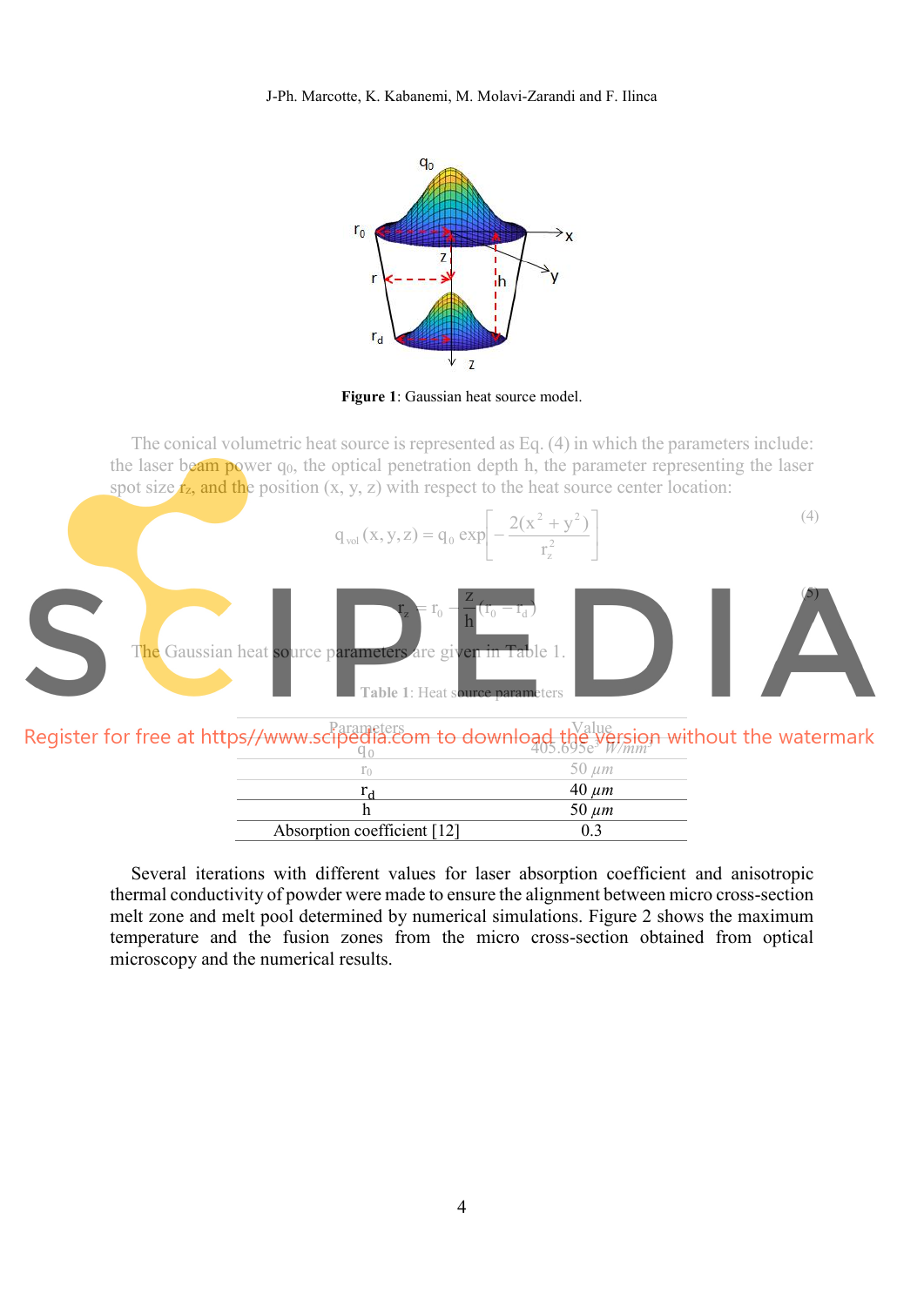Figure 1: Gaussian heat source model.

The conical volumetric heat source is represented as Eq. (4) in which the parameters include: the laser beam power $q_0$, the optical penetration depth h, the parameter representing the laser spot size $r_z$, and the position (x, y, z) with respect to the heat source center location:

$$q_{vol}(x, y, z) = q_0 \exp\left[-\frac{2(x^2 + y^2)}{r_z^2}\right] \tag{4}$$

$$r_z = r_0 - \frac{z}{h}(r_0 - r_d) \tag{5}$$

The Gaussian heat source parameters are given in Table 1.

Table 1: Heat source parameters

| Parameters | Value |
|---|---|
| $q_0$ | 405.695e$^3$ $W/mm^3$ |
| $r_0$ | 50 $\mu m$ |
| $r_d$ | 40 $\mu m$ |
| h | 50 $\mu m$ |
| Absorption coefficient [12] | 0.3 |

Several iterations with different values for laser absorption coefficient and anisotropic thermal conductivity of powder were made to ensure the alignment between micro cross-section melt zone and melt pool determined by numerical simulations. Figure 2 shows the maximum temperature and the fusion zones from the micro cross-section obtained from optical microscopy and the numerical results.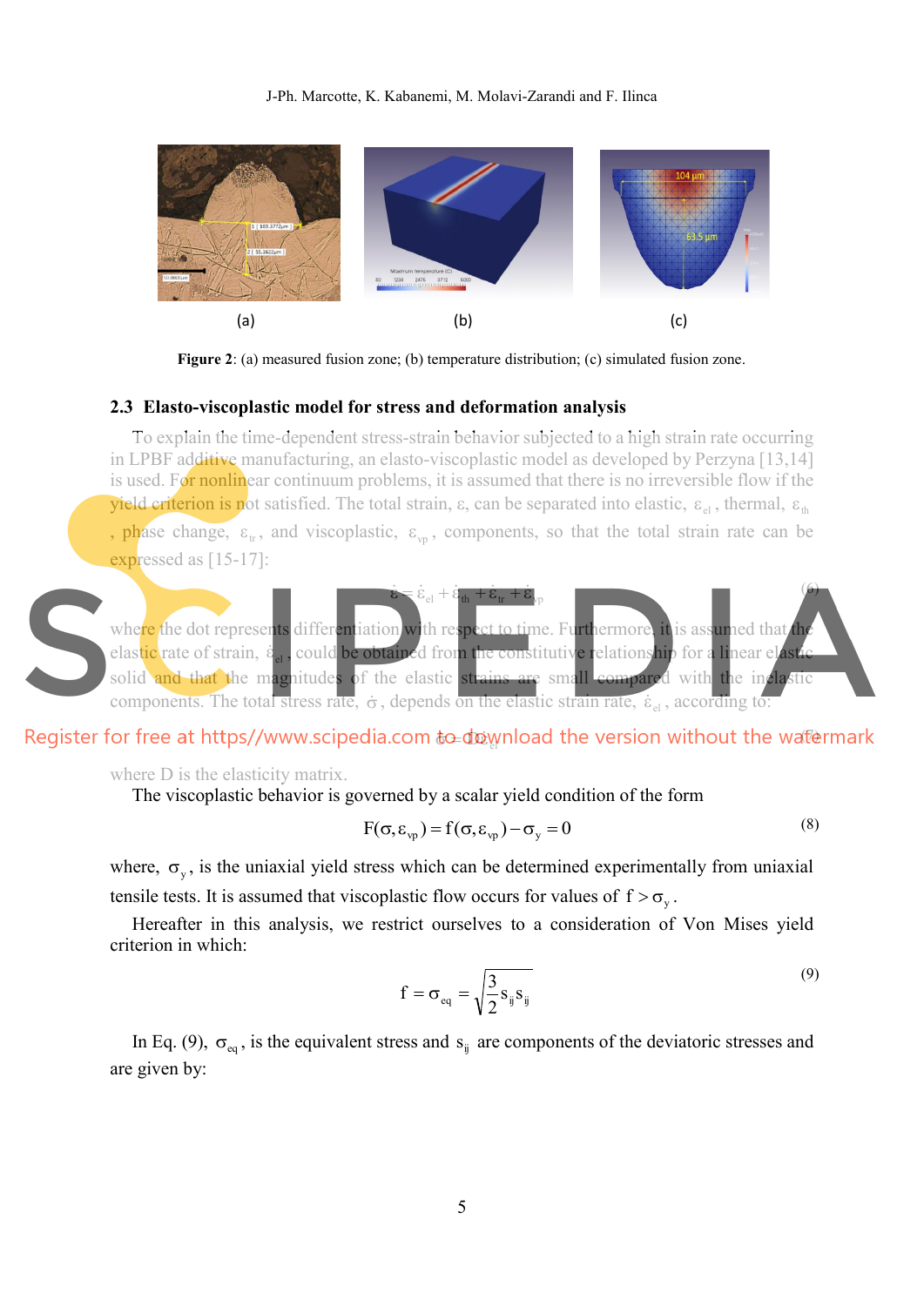Figure 2: (a) measured fusion zone; (b) temperature distribution; (c) simulated fusion zone.

## 2.3 Elasto-viscoplastic model for stress and deformation analysis

To explain the time-dependent stress-strain behavior subjected to a high strain rate occurring in LPBF additive manufacturing, an elasto-viscoplastic model as developed by Perzyna [13,14] is used. For nonlinear continuum problems, it is assumed that there is no irreversible flow if the yield criterion is not satisfied. The total strain, $\varepsilon$, can be separated into elastic, $\varepsilon_{el}$, thermal, $\varepsilon_{th}$, phase change, $\varepsilon_{tr}$, and viscoplastic, $\varepsilon_{vp}$, components, so that the total strain rate can be expressed as [15-17]:

$$\dot{\varepsilon} = \dot{\varepsilon}_{el} + \dot{\varepsilon}_{th} + \dot{\varepsilon}_{tr} + \dot{\varepsilon}_{vp} \tag{6}$$

where the dot represents differentiation with respect to time. Furthermore, it is assumed that the elastic rate of strain, $\dot{\varepsilon}_{el}$, could be obtained from the constitutive relationship for a linear elastic solid and that the magnitudes of the elastic strains are small compared with the inelastic components. The total stress rate, $\dot{\sigma}$, depends on the elastic strain rate, $\dot{\varepsilon}_{el}$, according to:

$$\dot{\sigma} = D\dot{\varepsilon}_{el} \tag{7}$$

where D is the elasticity matrix.

The viscoplastic behavior is governed by a scalar yield condition of the form

$$F(\sigma, \varepsilon_{vp}) = f(\sigma, \varepsilon_{vp}) - \sigma_y = 0 \tag{8}$$

where, $\sigma_y$, is the uniaxial yield stress which can be determined experimentally from uniaxial tensile tests. It is assumed that viscoplastic flow occurs for values of $f > \sigma_y$.

Hereafter in this analysis, we restrict ourselves to a consideration of Von Mises yield criterion in which:

$$f = \sigma_{eq} = \sqrt{\frac{3}{2} s_{ij} s_{ij}} \tag{9}$$

In Eq. (9), $\sigma_{eq}$, is the equivalent stress and $s_{ij}$ are components of the deviatoric stresses and are given by: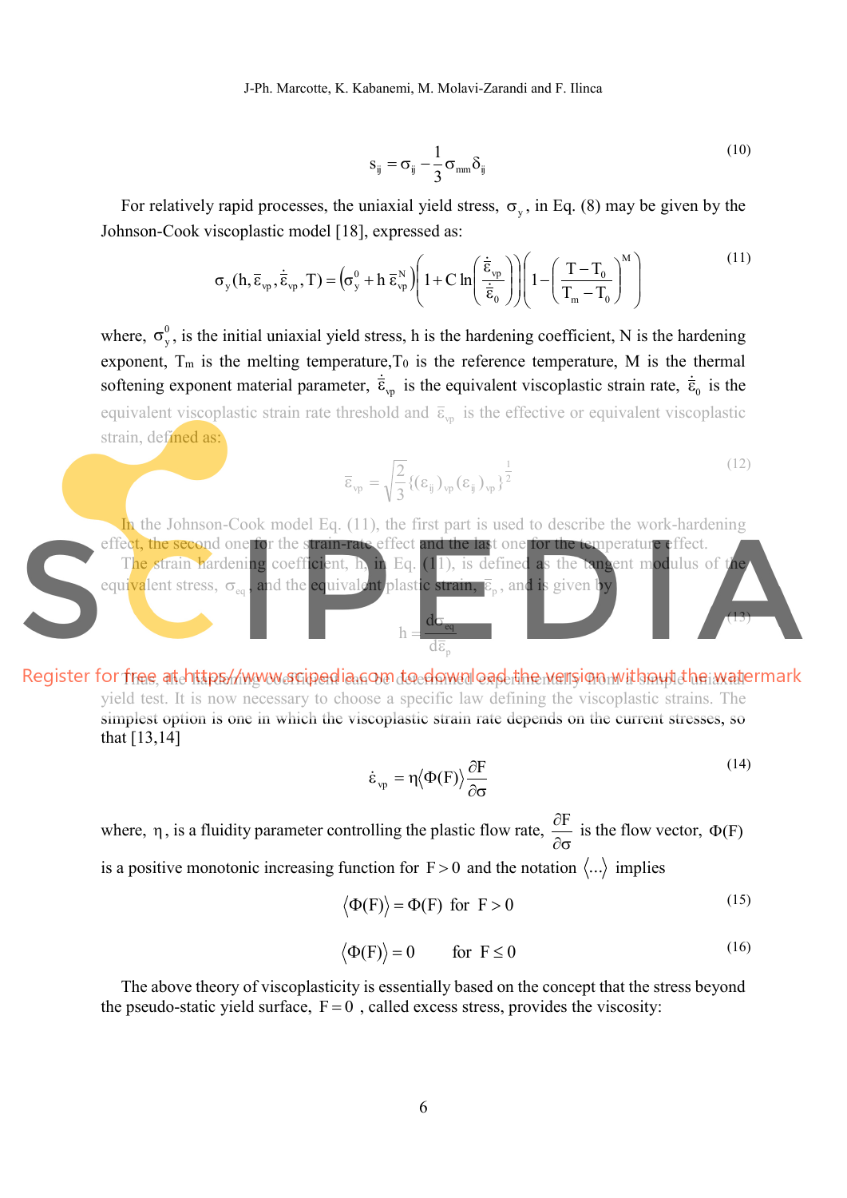$$s_{ij} = \sigma_{ij} - \frac{1}{3}\sigma_{mm}\delta_{ij} \tag{10}$$

For relatively rapid processes, the uniaxial yield stress, $\sigma_y$, in Eq. (8) may be given by the Johnson-Cook viscoplastic model [18], expressed as:

$$\sigma_y(h, \bar{\varepsilon}_{vp}, \dot{\bar{\varepsilon}}_{vp}, T) = \left(\sigma_y^0 + h\,\bar{\varepsilon}_{vp}^N\right)\left(1 + C\ln\left(\frac{\dot{\bar{\varepsilon}}_{vp}}{\dot{\bar{\varepsilon}}_0}\right)\right)\left(1 - \left(\frac{T - T_0}{T_m - T_0}\right)^M\right) \tag{11}$$

where, $\sigma_y^0$, is the initial uniaxial yield stress, h is the hardening coefficient, N is the hardening exponent, $T_m$ is the melting temperature, $T_0$ is the reference temperature, M is the thermal softening exponent material parameter, $\dot{\bar{\varepsilon}}_{vp}$ is the equivalent viscoplastic strain rate, $\dot{\bar{\varepsilon}}_0$ is the equivalent viscoplastic strain rate threshold and $\bar{\varepsilon}_{vp}$ is the effective or equivalent viscoplastic strain, defined as:

$$\bar{\varepsilon}_{vp} = \sqrt{\frac{2}{3}}\left\{(\varepsilon_{ij})_{vp}(\varepsilon_{ij})_{vp}\right\}^{\frac{1}{2}} \tag{12}$$

In the Johnson-Cook model Eq. (11), the first part is used to describe the work-hardening effect, the second one for the strain-rate effect and the last one for the temperature effect.

The strain hardening coefficient, h, in Eq. (11), is defined as the tangent modulus of the equivalent stress, $\sigma_{eq}$, and the equivalent plastic strain, $\bar{\varepsilon}_p$, and is given by

$$h = \frac{d\sigma_{eq}}{d\bar{\varepsilon}_p} \tag{13}$$

Thus, the hardening coefficient can be determined experimentally from a simple uniaxial yield test. It is now necessary to choose a specific law defining the viscoplastic strains. The simplest option is one in which the viscoplastic strain rate depends on the current stresses, so that [13,14]

$$\dot{\varepsilon}_{vp} = \eta\left\langle\Phi(F)\right\rangle\frac{\partial F}{\partial\sigma} \tag{14}$$

where, $\eta$, is a fluidity parameter controlling the plastic flow rate, $\frac{\partial F}{\partial\sigma}$ is the flow vector, $\Phi(F)$ is a positive monotonic increasing function for $F > 0$ and the notation $\langle\ldots\rangle$ implies

$$\left\langle\Phi(F)\right\rangle = \Phi(F) \;\text{ for }\; F > 0 \tag{15}$$

$$\left\langle\Phi(F)\right\rangle = 0 \qquad \text{for }\; F \le 0 \tag{16}$$

The above theory of viscoplasticity is essentially based on the concept that the stress beyond the pseudo-static yield surface, $F = 0$, called excess stress, provides the viscosity: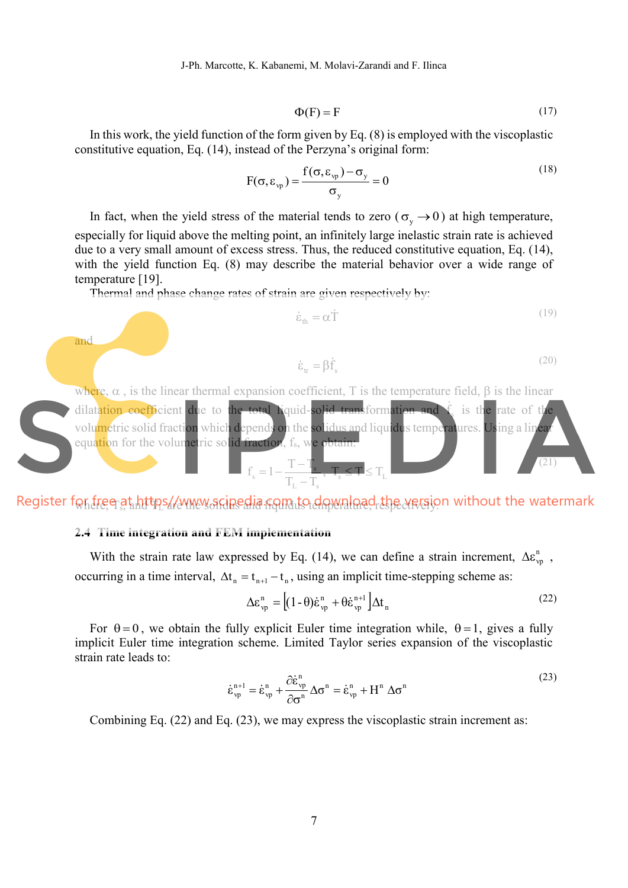$$\Phi(F) = F \tag{17}$$

In this work, the yield function of the form given by Eq. (8) is employed with the viscoplastic constitutive equation, Eq. (14), instead of the Perzyna's original form:

$$F(\sigma, \varepsilon_{vp}) = \frac{f(\sigma, \varepsilon_{vp}) - \sigma_y}{\sigma_y} = 0 \tag{18}$$

In fact, when the yield stress of the material tends to zero ($\sigma_y \to 0$) at high temperature, especially for liquid above the melting point, an infinitely large inelastic strain rate is achieved due to a very small amount of excess stress. Thus, the reduced constitutive equation, Eq. (14), with the yield function Eq. (8) may describe the material behavior over a wide range of temperature [19].

Thermal and phase change rates of strain are given respectively by:

$$\dot{\varepsilon}_{th} = \alpha \dot{T} \tag{19}$$

and

$$\dot{\varepsilon}_{tr} = \beta \dot{f}_s \tag{20}$$

where, $\alpha$, is the linear thermal expansion coefficient, T is the temperature field, $\beta$ is the linear dilatation coefficient due to the total liquid-solid transformation and $\dot{f}_s$ is the rate of the volumetric solid fraction which depends on the solidus and liquidus temperatures. Using a linear equation for the volumetric solid fraction, $f_s$, we obtain:

$$f_s = 1 - \frac{T - T_s}{T_L - T_s}, \quad T_s \leq T \leq T_L \tag{21}$$

where, $T_s$, and $T_L$ are the solidus and liquidus temperature, respectively.

### 2.4 Time integration and FEM implementation

With the strain rate law expressed by Eq. (14), we can define a strain increment, $\Delta\varepsilon_{vp}^{n}$, occurring in a time interval, $\Delta t_n = t_{n+1} - t_n$, using an implicit time-stepping scheme as:

$$\Delta\varepsilon_{vp}^{n} = \left[(1-\theta)\dot{\varepsilon}_{vp}^{n} + \theta\dot{\varepsilon}_{vp}^{n+1}\right]\Delta t_n \tag{22}$$

For $\theta = 0$, we obtain the fully explicit Euler time integration while, $\theta = 1$, gives a fully implicit Euler time integration scheme. Limited Taylor series expansion of the viscoplastic strain rate leads to:

$$\dot{\varepsilon}_{vp}^{n+1} = \dot{\varepsilon}_{vp}^{n} + \frac{\partial \dot{\varepsilon}_{vp}^{n}}{\partial \sigma^{n}} \Delta\sigma^{n} = \dot{\varepsilon}_{vp}^{n} + H^{n}\,\Delta\sigma^{n} \tag{23}$$

Combining Eq. (22) and Eq. (23), we may express the viscoplastic strain increment as: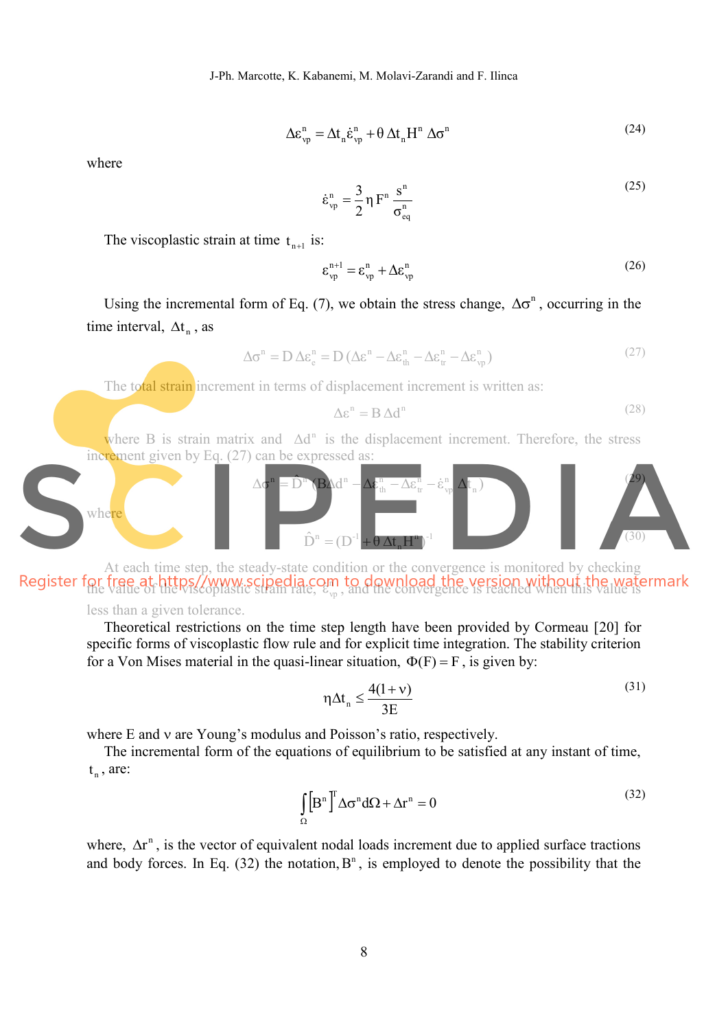$$\Delta\varepsilon_{vp}^{n} = \Delta t_n \dot{\varepsilon}_{vp}^{n} + \theta\, \Delta t_n H^n\, \Delta\sigma^n \tag{24}$$

where

$$\dot{\varepsilon}_{vp}^{n} = \frac{3}{2}\eta\, F^n \frac{s^n}{\sigma_{eq}^{n}} \tag{25}$$

The viscoplastic strain at time $t_{n+1}$ is:

$$\varepsilon_{vp}^{n+1} = \varepsilon_{vp}^{n} + \Delta\varepsilon_{vp}^{n} \tag{26}$$

Using the incremental form of Eq. (7), we obtain the stress change, $\Delta\sigma^n$, occurring in the time interval, $\Delta t_n$, as

$$\Delta\sigma^n = D\,\Delta\varepsilon_e^n = D\,(\Delta\varepsilon^n - \Delta\varepsilon_{th}^n - \Delta\varepsilon_{tr}^n - \Delta\varepsilon_{vp}^n) \tag{27}$$

The total strain increment in terms of displacement increment is written as:

$$\Delta\varepsilon^n = B\,\Delta d^n \tag{28}$$

where B is strain matrix and $\Delta d^n$ is the displacement increment. Therefore, the stress increment given by Eq. (27) can be expressed as:

$$\Delta\sigma^n = \hat{D}^n\,(B\Delta d^n - \Delta\varepsilon_{th}^n - \Delta\varepsilon_{tr}^n - \dot{\varepsilon}_{vp}^n\,\Delta t_n) \tag{29}$$

where

$$\hat{D}^n = (D^{-1} + \theta\,\Delta t_n H^n)^{-1} \tag{30}$$

At each time step, the steady-state condition or the convergence is monitored by checking the value of the viscoplastic strain rate, $\dot{\varepsilon}_{vp}^{n}$, and the convergence is reached when this value is less than a given tolerance.

Theoretical restrictions on the time step length have been provided by Cormeau [20] for specific forms of viscoplastic flow rule and for explicit time integration. The stability criterion for a Von Mises material in the quasi-linear situation, $\Phi(F) = F$, is given by:

$$\eta\Delta t_n \leq \frac{4(1+\nu)}{3E} \tag{31}$$

where E and ν are Young's modulus and Poisson's ratio, respectively.

The incremental form of the equations of equilibrium to be satisfied at any instant of time, $t_n$, are:

$$\int_{\Omega} \left[B^n\right]^T \Delta\sigma^n d\Omega + \Delta r^n = 0 \tag{32}$$

where, $\Delta r^n$, is the vector of equivalent nodal loads increment due to applied surface tractions and body forces. In Eq. (32) the notation, $B^n$, is employed to denote the possibility that the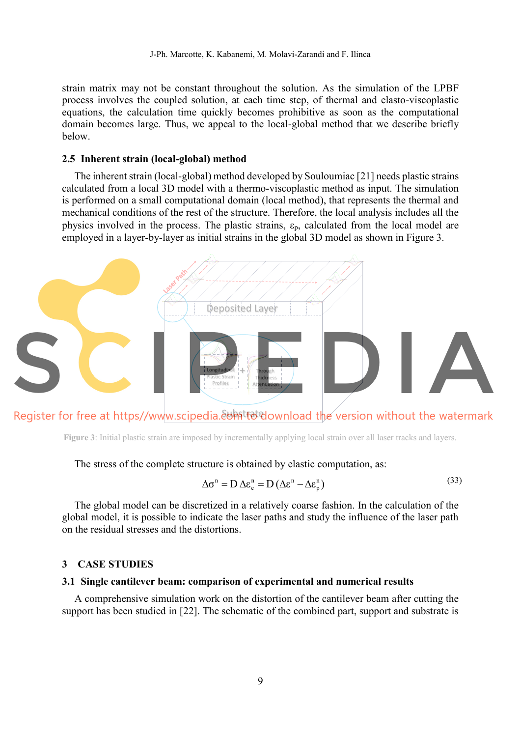strain matrix may not be constant throughout the solution. As the simulation of the LPBF process involves the coupled solution, at each time step, of thermal and elasto-viscoplastic equations, the calculation time quickly becomes prohibitive as soon as the computational domain becomes large. Thus, we appeal to the local-global method that we describe briefly below.

### 2.5 Inherent strain (local-global) method

The inherent strain (local-global) method developed by Souloumiac [21] needs plastic strains calculated from a local 3D model with a thermo-viscoplastic method as input. The simulation is performed on a small computational domain (local method), that represents the thermal and mechanical conditions of the rest of the structure. Therefore, the local analysis includes all the physics involved in the process. The plastic strains, $\varepsilon_p$, calculated from the local model are employed in a layer-by-layer as initial strains in the global 3D model as shown in Figure 3.

**Figure 3**: Initial plastic strain are imposed by incrementally applying local strain over all laser tracks and layers.

The stress of the complete structure is obtained by elastic computation, as:

$$\Delta\sigma^n = D\,\Delta\varepsilon_e^n = D\,(\Delta\varepsilon^n - \Delta\varepsilon_p^n) \tag{33}$$

The global model can be discretized in a relatively coarse fashion. In the calculation of the global model, it is possible to indicate the laser paths and study the influence of the laser path on the residual stresses and the distortions.

## 3 CASE STUDIES

### 3.1 Single cantilever beam: comparison of experimental and numerical results

A comprehensive simulation work on the distortion of the cantilever beam after cutting the support has been studied in [22]. The schematic of the combined part, support and substrate is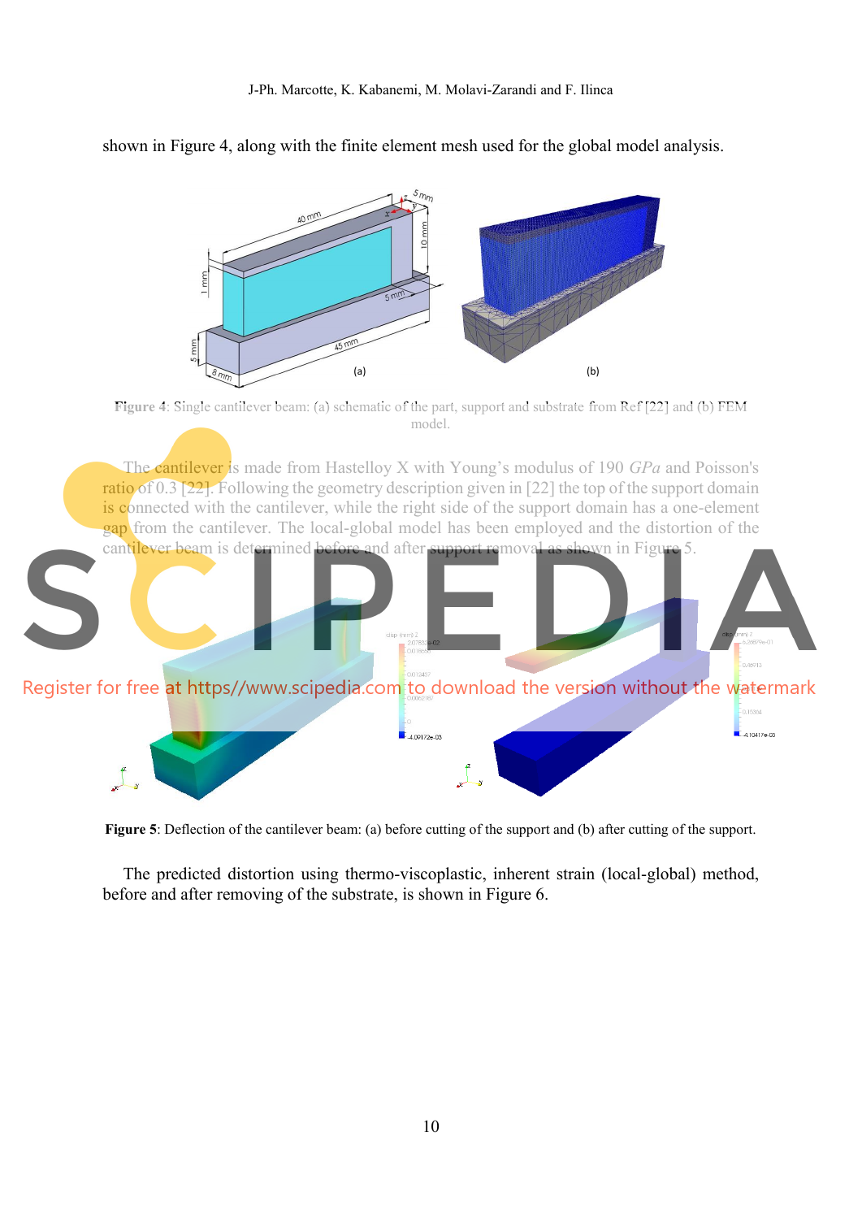shown in Figure 4, along with the finite element mesh used for the global model analysis.

**Figure 4**: Single cantilever beam: (a) schematic of the part, support and substrate from Ref [22] and (b) FEM model.

The cantilever is made from Hastelloy X with Young's modulus of 190 *GPa* and Poisson's ratio of 0.3 [22]. Following the geometry description given in [22] the top of the support domain is connected with the cantilever, while the right side of the support domain has a one-element gap from the cantilever. The local-global model has been employed and the distortion of the cantilever beam is determined before and after support removal as shown in Figure 5.

**Figure 5**: Deflection of the cantilever beam: (a) before cutting of the support and (b) after cutting of the support.

The predicted distortion using thermo-viscoplastic, inherent strain (local-global) method, before and after removing of the substrate, is shown in Figure 6.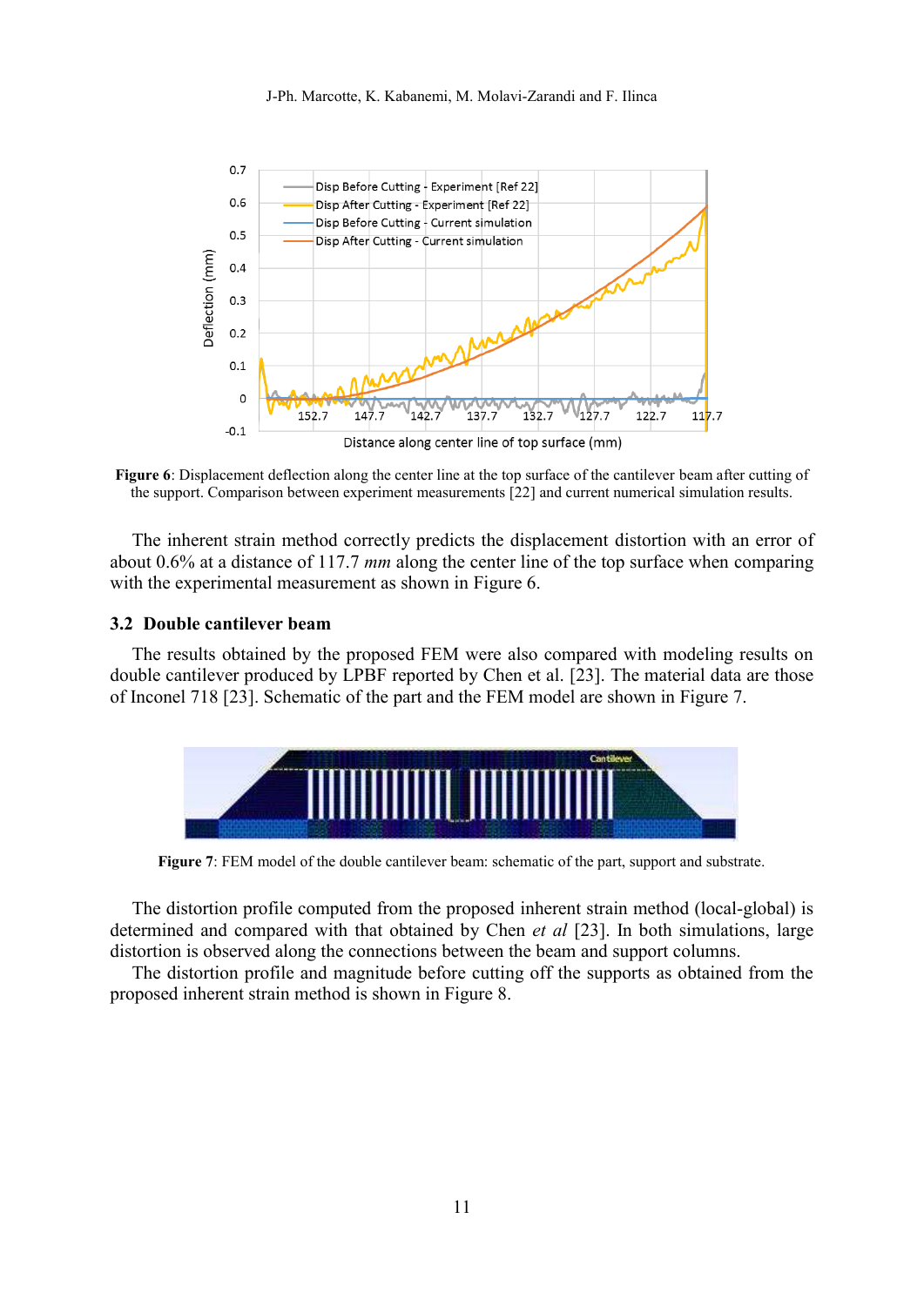**Figure 6**: Displacement deflection along the center line at the top surface of the cantilever beam after cutting of the support. Comparison between experiment measurements [22] and current numerical simulation results.

The inherent strain method correctly predicts the displacement distortion with an error of about 0.6% at a distance of 117.7 *mm* along the center line of the top surface when comparing with the experimental measurement as shown in Figure 6.

### 3.2 Double cantilever beam

The results obtained by the proposed FEM were also compared with modeling results on double cantilever produced by LPBF reported by Chen et al. [23]. The material data are those of Inconel 718 [23]. Schematic of the part and the FEM model are shown in Figure 7.

**Figure 7**: FEM model of the double cantilever beam: schematic of the part, support and substrate.

The distortion profile computed from the proposed inherent strain method (local-global) is determined and compared with that obtained by Chen *et al* [23]. In both simulations, large distortion is observed along the connections between the beam and support columns.

The distortion profile and magnitude before cutting off the supports as obtained from the proposed inherent strain method is shown in Figure 8.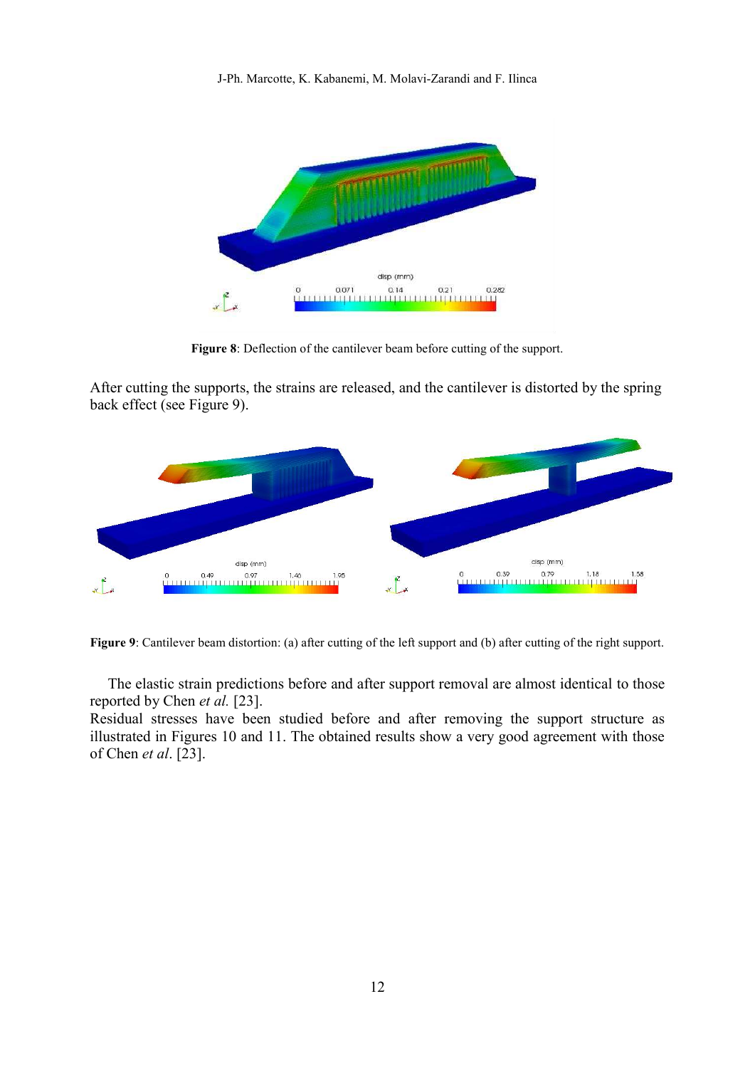**Figure 8**: Deflection of the cantilever beam before cutting of the support.

After cutting the supports, the strains are released, and the cantilever is distorted by the spring back effect (see Figure 9).

**Figure 9**: Cantilever beam distortion: (a) after cutting of the left support and (b) after cutting of the right support.

The elastic strain predictions before and after support removal are almost identical to those reported by Chen *et al.* [23].

Residual stresses have been studied before and after removing the support structure as illustrated in Figures 10 and 11. The obtained results show a very good agreement with those of Chen *et al*. [23].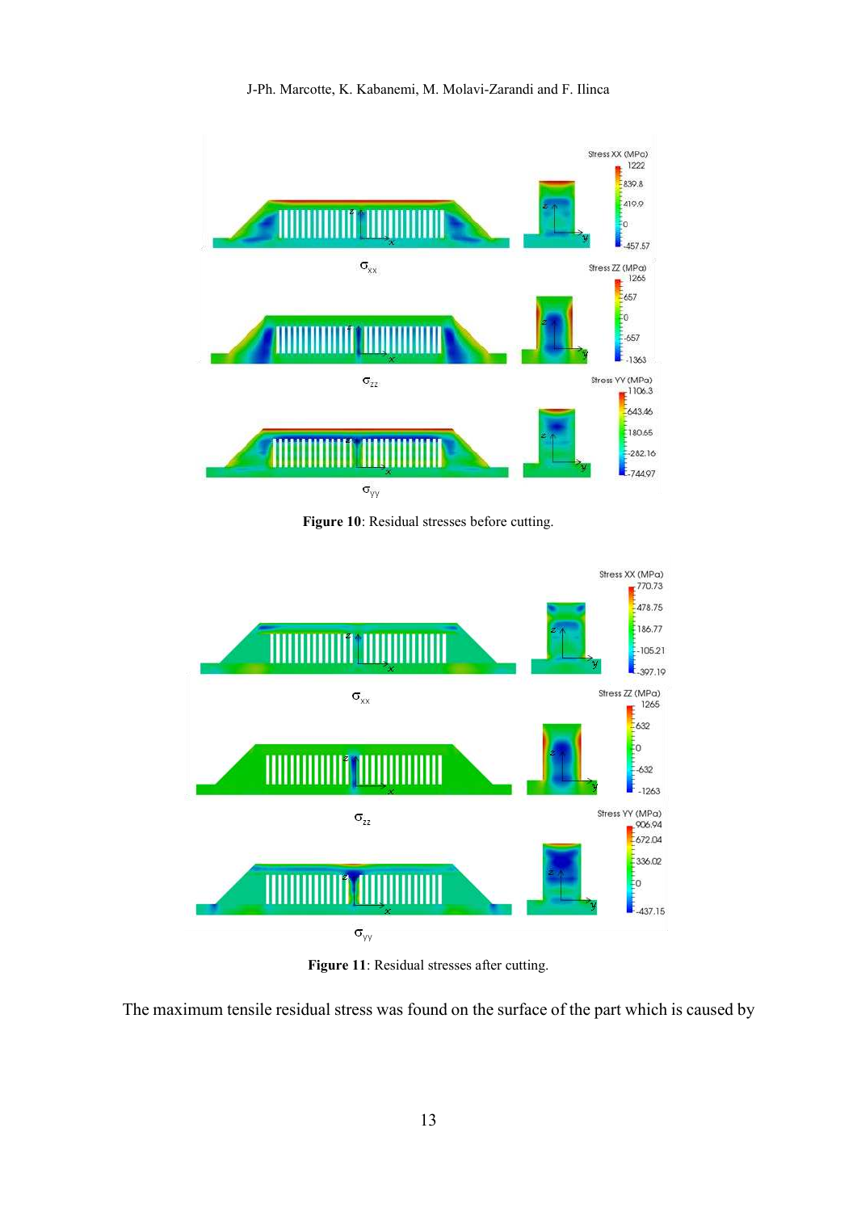**Figure 10**: Residual stresses before cutting.

**Figure 11**: Residual stresses after cutting.

The maximum tensile residual stress was found on the surface of the part which is caused by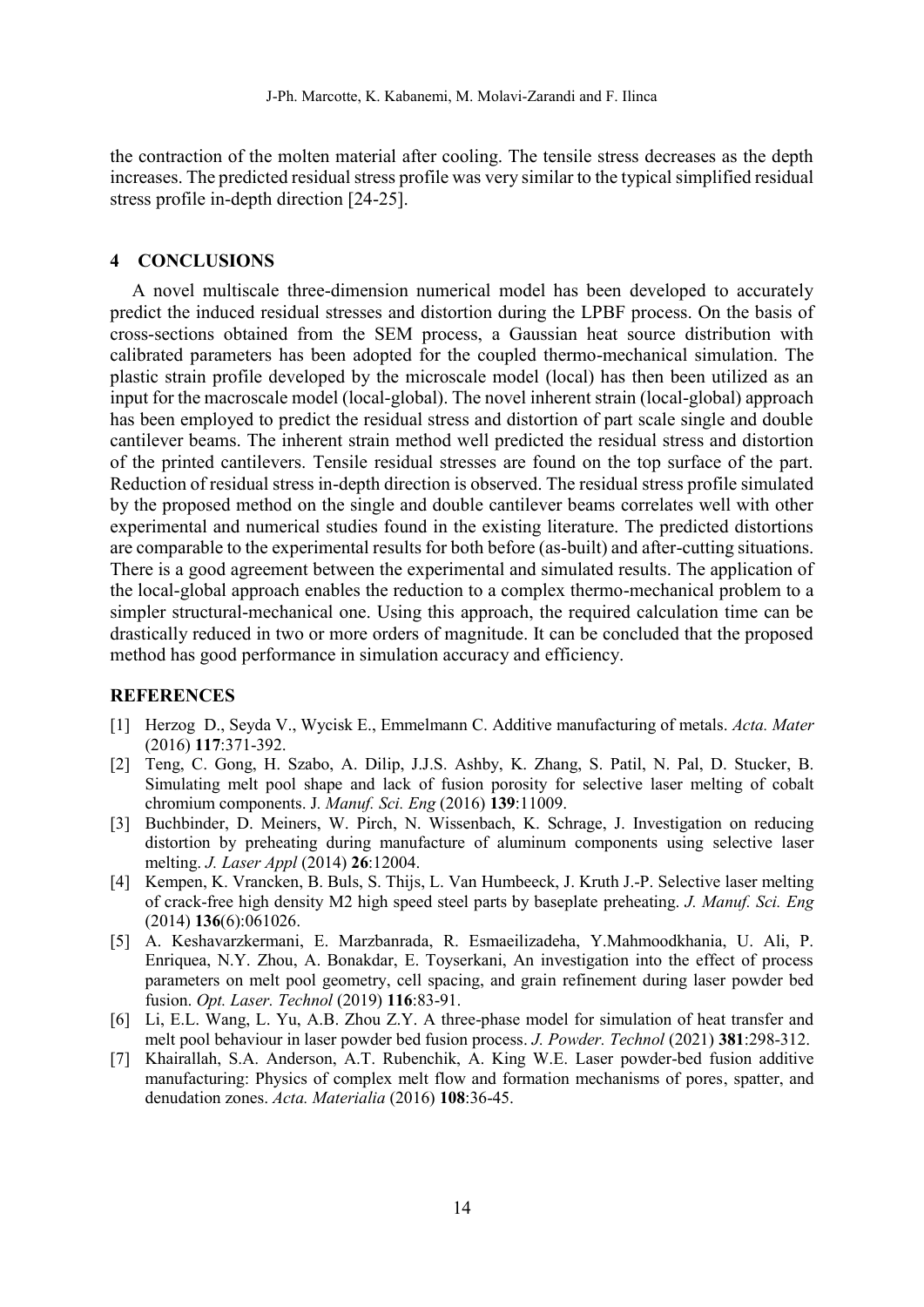the contraction of the molten material after cooling. The tensile stress decreases as the depth increases. The predicted residual stress profile was very similar to the typical simplified residual stress profile in-depth direction [24-25].

## 4 CONCLUSIONS

A novel multiscale three-dimension numerical model has been developed to accurately predict the induced residual stresses and distortion during the LPBF process. On the basis of cross-sections obtained from the SEM process, a Gaussian heat source distribution with calibrated parameters has been adopted for the coupled thermo-mechanical simulation. The plastic strain profile developed by the microscale model (local) has then been utilized as an input for the macroscale model (local-global). The novel inherent strain (local-global) approach has been employed to predict the residual stress and distortion of part scale single and double cantilever beams. The inherent strain method well predicted the residual stress and distortion of the printed cantilevers. Tensile residual stresses are found on the top surface of the part. Reduction of residual stress in-depth direction is observed. The residual stress profile simulated by the proposed method on the single and double cantilever beams correlates well with other experimental and numerical studies found in the existing literature. The predicted distortions are comparable to the experimental results for both before (as-built) and after-cutting situations. There is a good agreement between the experimental and simulated results. The application of the local-global approach enables the reduction to a complex thermo-mechanical problem to a simpler structural-mechanical one. Using this approach, the required calculation time can be drastically reduced in two or more orders of magnitude. It can be concluded that the proposed method has good performance in simulation accuracy and efficiency.

## REFERENCES

[1] Herzog D., Seyda V., Wycisk E., Emmelmann C. Additive manufacturing of metals. *Acta. Mater* (2016) **117**:371-392.

[2] Teng, C. Gong, H. Szabo, A. Dilip, J.J.S. Ashby, K. Zhang, S. Patil, N. Pal, D. Stucker, B. Simulating melt pool shape and lack of fusion porosity for selective laser melting of cobalt chromium components. J. *Manuf. Sci. Eng* (2016) **139**:11009.

[3] Buchbinder, D. Meiners, W. Pirch, N. Wissenbach, K. Schrage, J. Investigation on reducing distortion by preheating during manufacture of aluminum components using selective laser melting. *J. Laser Appl* (2014) **26**:12004.

[4] Kempen, K. Vrancken, B. Buls, S. Thijs, L. Van Humbeeck, J. Kruth J.-P. Selective laser melting of crack-free high density M2 high speed steel parts by baseplate preheating. *J. Manuf. Sci. Eng* (2014) **136**(6):061026.

[5] A. Keshavarzkermani, E. Marzbanrada, R. Esmaeilizadeha, Y.Mahmoodkhania, U. Ali, P. Enriquea, N.Y. Zhou, A. Bonakdar, E. Toyserkani, An investigation into the effect of process parameters on melt pool geometry, cell spacing, and grain refinement during laser powder bed fusion. *Opt. Laser. Technol* (2019) **116**:83-91.

[6] Li, E.L. Wang, L. Yu, A.B. Zhou Z.Y. A three-phase model for simulation of heat transfer and melt pool behaviour in laser powder bed fusion process. *J. Powder. Technol* (2021) **381**:298-312.

[7] Khairallah, S.A. Anderson, A.T. Rubenchik, A. King W.E. Laser powder-bed fusion additive manufacturing: Physics of complex melt flow and formation mechanisms of pores, spatter, and denudation zones. *Acta. Materialia* (2016) **108**:36-45.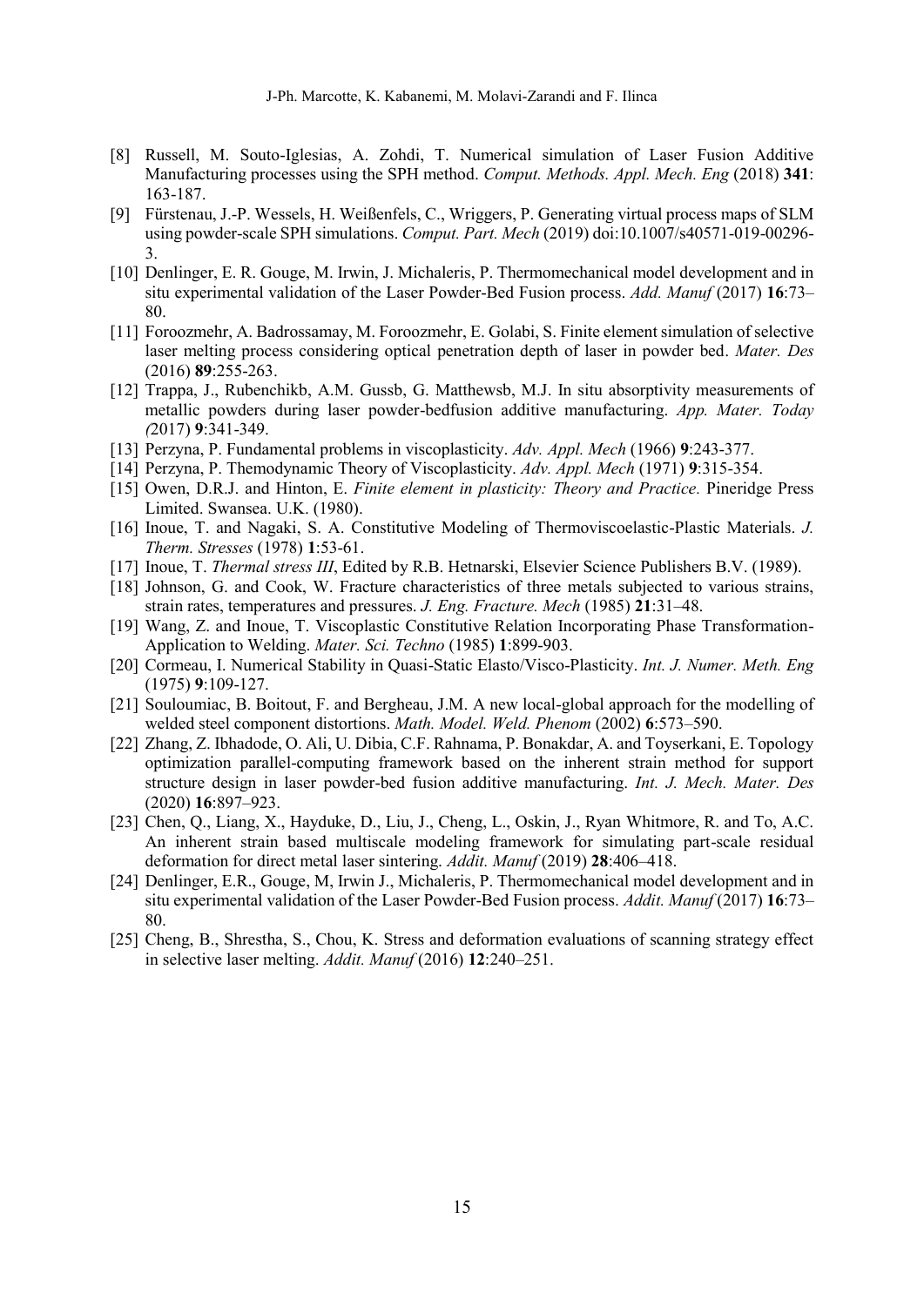[8] Russell, M. Souto-Iglesias, A. Zohdi, T. Numerical simulation of Laser Fusion Additive Manufacturing processes using the SPH method. *Comput. Methods. Appl. Mech. Eng* (2018) **341**: 163-187.

[9] Fürstenau, J.-P. Wessels, H. Weißenfels, C., Wriggers, P. Generating virtual process maps of SLM using powder-scale SPH simulations. *Comput. Part. Mech* (2019) doi:10.1007/s40571-019-00296-3.

[10] Denlinger, E. R. Gouge, M. Irwin, J. Michaleris, P. Thermomechanical model development and in situ experimental validation of the Laser Powder-Bed Fusion process. *Add. Manuf* (2017) **16**:73–80.

[11] Foroozmehr, A. Badrossamay, M. Foroozmehr, E. Golabi, S. Finite element simulation of selective laser melting process considering optical penetration depth of laser in powder bed. *Mater. Des* (2016) **89**:255-263.

[12] Trappa, J., Rubenchikb, A.M. Gussb, G. Matthewsb, M.J. In situ absorptivity measurements of metallic powders during laser powder-bedfusion additive manufacturing. *App. Mater. Today (*2017) **9**:341-349.

[13] Perzyna, P. Fundamental problems in viscoplasticity. *Adv. Appl. Mech* (1966) **9**:243-377.

[14] Perzyna, P. Themodynamic Theory of Viscoplasticity. *Adv. Appl. Mech* (1971) **9**:315-354.

[15] Owen, D.R.J. and Hinton, E. *Finite element in plasticity: Theory and Practice.* Pineridge Press Limited. Swansea. U.K. (1980).

[16] Inoue, T. and Nagaki, S. A. Constitutive Modeling of Thermoviscoelastic-Plastic Materials. *J. Therm. Stresses* (1978) **1**:53-61.

[17] Inoue, T. *Thermal stress III*, Edited by R.B. Hetnarski, Elsevier Science Publishers B.V. (1989).

[18] Johnson, G. and Cook, W. Fracture characteristics of three metals subjected to various strains, strain rates, temperatures and pressures. *J. Eng. Fracture. Mech* (1985) **21**:31–48.

[19] Wang, Z. and Inoue, T. Viscoplastic Constitutive Relation Incorporating Phase Transformation-Application to Welding. *Mater. Sci. Techno* (1985) **1**:899-903.

[20] Cormeau, I. Numerical Stability in Quasi-Static Elasto/Visco-Plasticity. *Int. J. Numer. Meth. Eng* (1975) **9**:109-127.

[21] Souloumiac, B. Boitout, F. and Bergheau, J.M. A new local-global approach for the modelling of welded steel component distortions. *Math. Model. Weld. Phenom* (2002) **6**:573–590.

[22] Zhang, Z. Ibhadode, O. Ali, U. Dibia, C.F. Rahnama, P. Bonakdar, A. and Toyserkani, E. Topology optimization parallel-computing framework based on the inherent strain method for support structure design in laser powder-bed fusion additive manufacturing. *Int. J. Mech. Mater. Des* (2020) **16**:897–923.

[23] Chen, Q., Liang, X., Hayduke, D., Liu, J., Cheng, L., Oskin, J., Ryan Whitmore, R. and To, A.C. An inherent strain based multiscale modeling framework for simulating part-scale residual deformation for direct metal laser sintering. *Addit. Manuf* (2019) **28**:406–418.

[24] Denlinger, E.R., Gouge, M, Irwin J., Michaleris, P. Thermomechanical model development and in situ experimental validation of the Laser Powder-Bed Fusion process. *Addit. Manuf* (2017) **16**:73–80.

[25] Cheng, B., Shrestha, S., Chou, K. Stress and deformation evaluations of scanning strategy effect in selective laser melting. *Addit. Manuf* (2016) **12**:240–251.